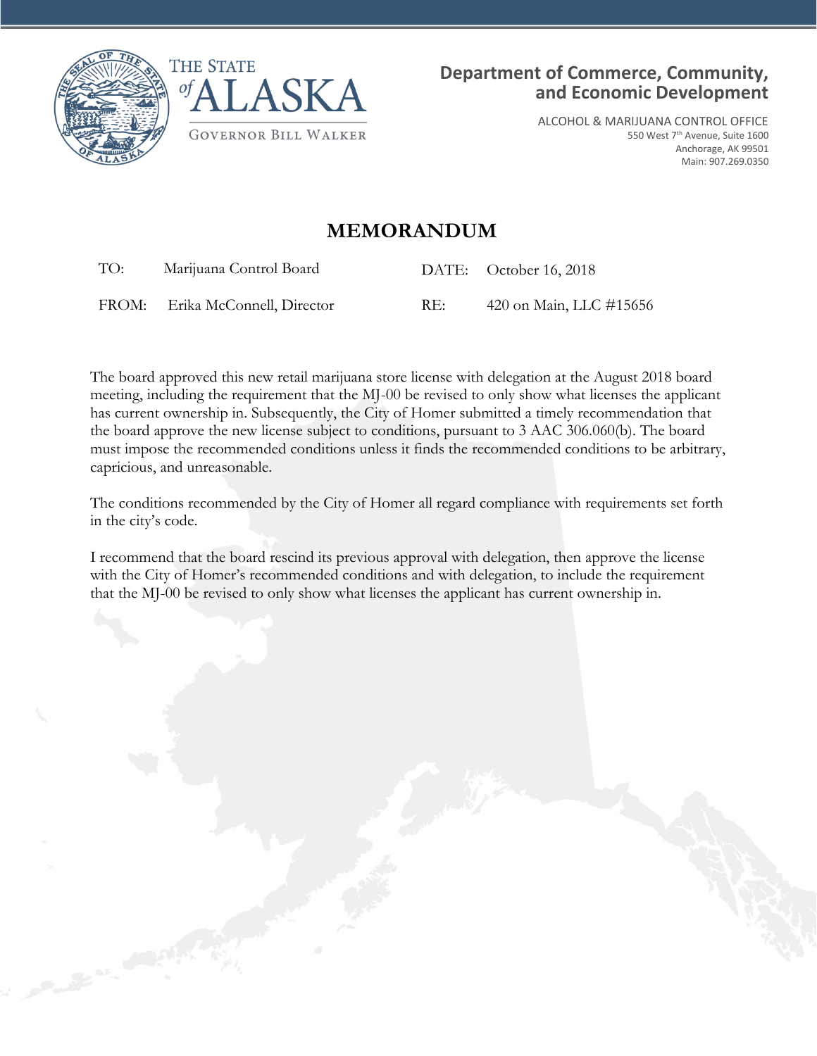THE STATE of ALASKA

GOVERNOR BILL WALKER

**Department of Commerce, Community, and Economic Development**

ALCOHOL & MARIJUANA CONTROL OFFICE
550 West 7th Avenue, Suite 1600
Anchorage, AK 99501
Main: 907.269.0350

# MEMORANDUM

| | | | |
|---|---|---|---|
| TO: | Marijuana Control Board | DATE: | October 16, 2018 |
| FROM: | Erika McConnell, Director | RE: | 420 on Main, LLC #15656 |

The board approved this new retail marijuana store license with delegation at the August 2018 board meeting, including the requirement that the MJ-00 be revised to only show what licenses the applicant has current ownership in. Subsequently, the City of Homer submitted a timely recommendation that the board approve the new license subject to conditions, pursuant to 3 AAC 306.060(b). The board must impose the recommended conditions unless it finds the recommended conditions to be arbitrary, capricious, and unreasonable.

The conditions recommended by the City of Homer all regard compliance with requirements set forth in the city's code.

I recommend that the board rescind its previous approval with delegation, then approve the license with the City of Homer's recommended conditions and with delegation, to include the requirement that the MJ-00 be revised to only show what licenses the applicant has current ownership in.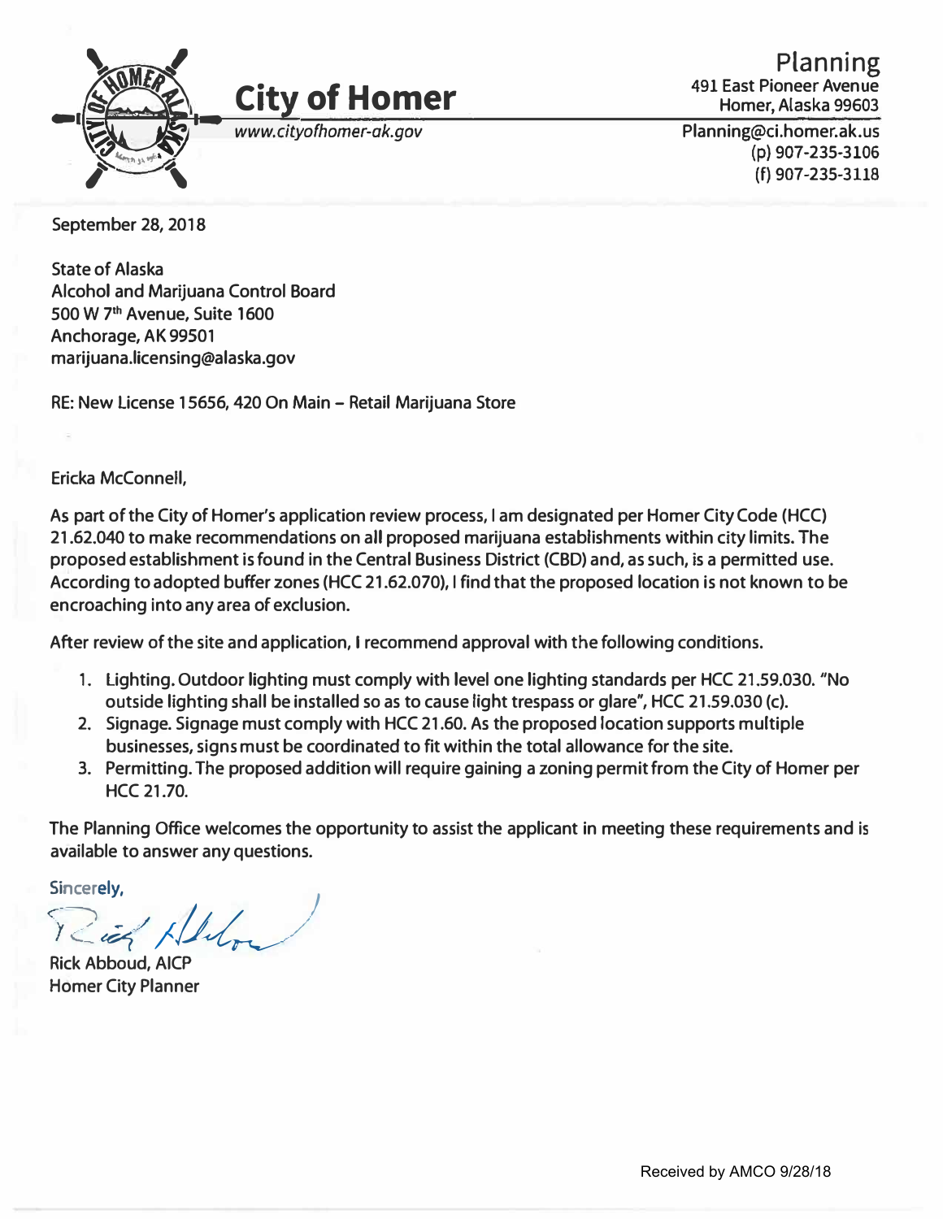# City of Homer

www.cityofhomer-ak.gov

**Planning**
491 East Pioneer Avenue
Homer, Alaska 99603
Planning@ci.homer.ak.us
(p) 907-235-3106
(f) 907-235-3118

September 28, 2018

State of Alaska
Alcohol and Marijuana Control Board
500 W 7th Avenue, Suite 1600
Anchorage, AK 99501
marijuana.licensing@alaska.gov

RE: New License 15656, 420 On Main – Retail Marijuana Store

Ericka McConnell,

As part of the City of Homer's application review process, I am designated per Homer City Code (HCC) 21.62.040 to make recommendations on all proposed marijuana establishments within city limits. The proposed establishment is found in the Central Business District (CBD) and, as such, is a permitted use. According to adopted buffer zones (HCC 21.62.070), I find that the proposed location is not known to be encroaching into any area of exclusion.

After review of the site and application, I recommend approval with the following conditions.

1. Lighting. Outdoor lighting must comply with level one lighting standards per HCC 21.59.030. "No outside lighting shall be installed so as to cause light trespass or glare", HCC 21.59.030 (c).
2. Signage. Signage must comply with HCC 21.60. As the proposed location supports multiple businesses, signs must be coordinated to fit within the total allowance for the site.
3. Permitting. The proposed addition will require gaining a zoning permit from the City of Homer per HCC 21.70.

The Planning Office welcomes the opportunity to assist the applicant in meeting these requirements and is available to answer any questions.

Sincerely,

Rick Abboud, AICP
Homer City Planner

Received by AMCO 9/28/18